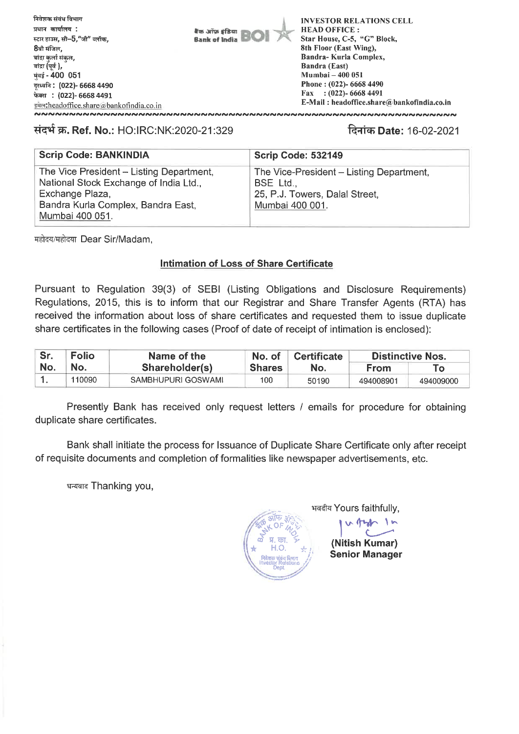निवेशक संबंध विभाग
प्रधान कार्यालय :
स्टार हाउस, सी–5,"जी" ब्लॉक,
8वी मंजिल,
बांद्रा कुर्ला संकुल,
बांद्रा (पूर्व ),
मुंबई - 400 051
दूरध्वनि : (022)- 6668 4490
फेक्स : (022)- 6668 4491
इमेल:headoffice.share@bankofindia.co.in

बैंक ऑफ़ इंडिया Bank of India BOI

INVESTOR RELATIONS CELL
HEAD OFFICE :
Star House, C-5, "G" Block,
8th Floor (East Wing),
Bandra- Kurla Complex,
Bandra (East)
Mumbai – 400 051
Phone : (022)- 6668 4490
Fax : (022)- 6668 4491
E-Mail : headoffice.share@bankofindia.co.in

**संदर्भ क्र. Ref. No.:** HO:IRC:NK:2020-21:329

**दिनांक Date:** 16-02-2021

| Scrip Code: BANKINDIA | Scrip Code: 532149 |
|---|---|
| The Vice President – Listing Department, National Stock Exchange of India Ltd., Exchange Plaza, Bandra Kurla Complex, Bandra East, Mumbai 400 051. | The Vice-President – Listing Department, BSE Ltd., 25, P.J. Towers, Dalal Street, Mumbai 400 001. |

महोदय/महोदया Dear Sir/Madam,

## Intimation of Loss of Share Certificate

Pursuant to Regulation 39(3) of SEBI (Listing Obligations and Disclosure Requirements) Regulations, 2015, this is to inform that our Registrar and Share Transfer Agents (RTA) has received the information about loss of share certificates and requested them to issue duplicate share certificates in the following cases (Proof of date of receipt of intimation is enclosed):

| Sr. No. | Folio No. | Name of the Shareholder(s) | No. of Shares | Certificate No. | Distinctive Nos. | |
|---|---|---|---|---|---|---|
| | | | | | From | To |
| 1. | 110090 | SAMBHUPURI GOSWAMI | 100 | 50190 | 494008901 | 494009000 |

Presently Bank has received only request letters / emails for procedure for obtaining duplicate share certificates.

Bank shall initiate the process for Issuance of Duplicate Share Certificate only after receipt of requisite documents and completion of formalities like newspaper advertisements, etc.

धन्यवाद Thanking you,

भवदीय Yours faithfully,

**(Nitish Kumar)**
**Senior Manager**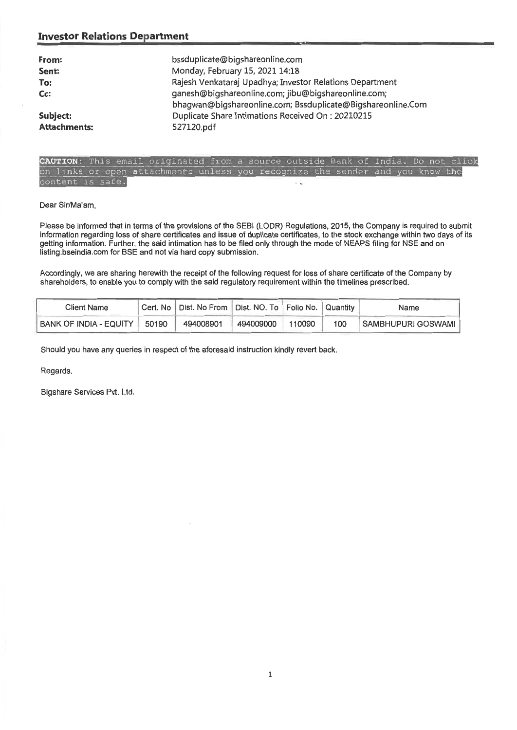## Investor Relations Department

| | |
|---|---|
| **From:** | bssduplicate@bigshareonline.com |
| **Sent:** | Monday, February 15, 2021 14:18 |
| **To:** | Rajesh Venkataraj Upadhya; Investor Relations Department |
| **Cc:** | ganesh@bigshareonline.com; jibu@bigshareonline.com; bhagwan@bigshareonline.com; Bssduplicate@Bigshareonline.Com |
| **Subject:** | Duplicate Share Intimations Received On : 20210215 |
| **Attachments:** | 527120.pdf |

**CAUTION**: This email originated from a source outside Bank of India. Do not click on links or open attachments unless you recognize the sender and you know the content is safe.

Dear Sir/Ma'am,

Please be informed that in terms of the provisions of the SEBI (LODR) Regulations, 2015, the Company is required to submit information regarding loss of share certificates and issue of duplicate certificates, to the stock exchange within two days of its getting information. Further, the said intimation has to be filed only through the mode of NEAPS filing for NSE and on listing.bseindia.com for BSE and not via hard copy submission.

Accordingly, we are sharing herewith the receipt of the following request for loss of share certificate of the Company by shareholders, to enable you to comply with the said regulatory requirement within the timelines prescribed.

| Client Name | Cert. No | Dist. No From | Dist. NO. To | Folio No. | Quantity | Name |
|---|---|---|---|---|---|---|
| BANK OF INDIA - EQUITY | 50190 | 494008901 | 494009000 | 110090 | 100 | SAMBHUPURI GOSWAMI |

Should you have any queries in respect of the aforesaid instruction kindly revert back.

Regards,

Bigshare Services Pvt. Ltd.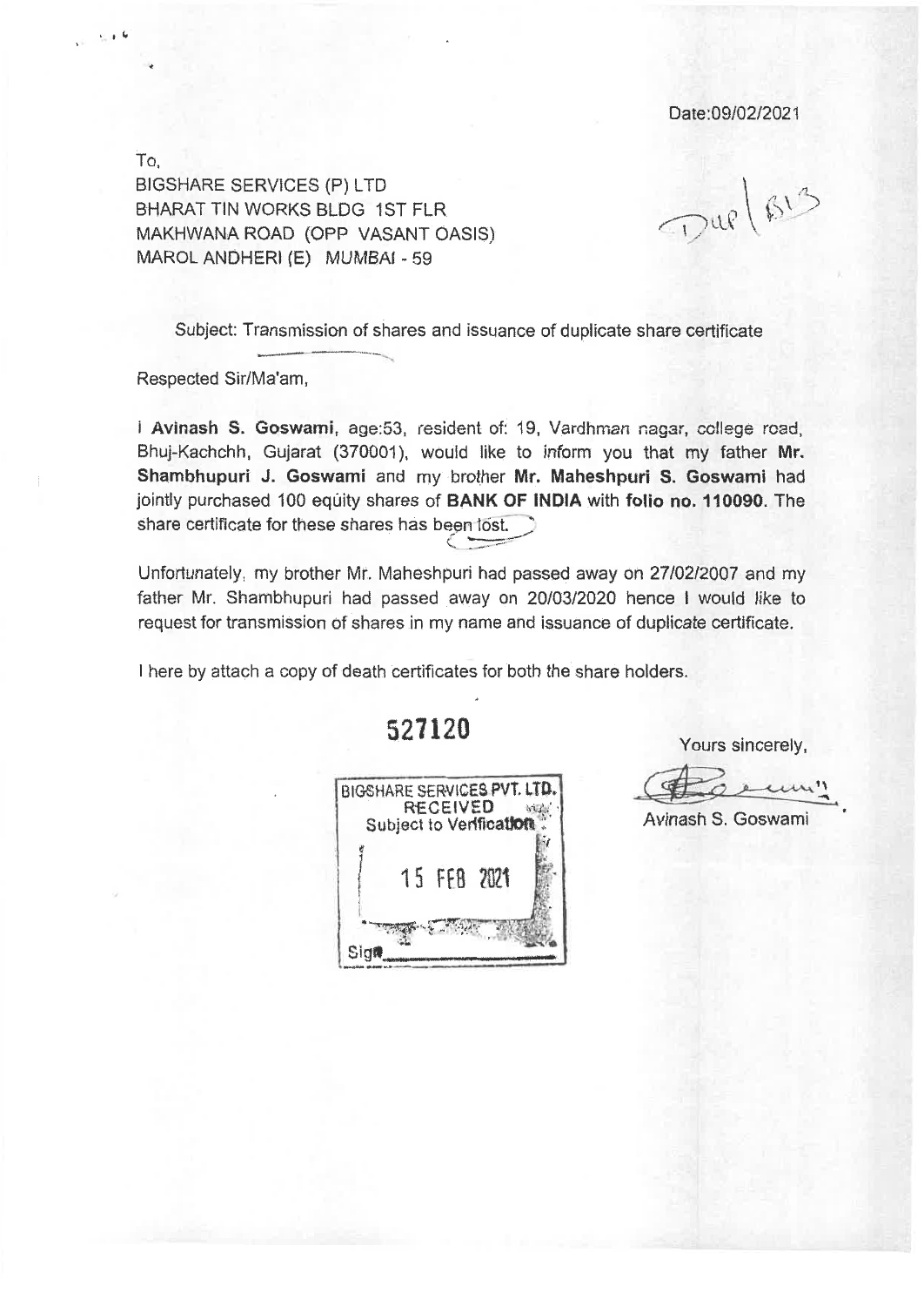Date:09/02/2021

To,
BIGSHARE SERVICES (P) LTD
BHARAT TIN WORKS BLDG 1ST FLR
MAKHWANA ROAD (OPP VASANT OASIS)
MAROL ANDHERI (E) MUMBAI - 59

Dup | 813

Subject: Transmission of shares and issuance of duplicate share certificate

Respected Sir/Ma'am,

I **Avinash S. Goswami**, age:53, resident of: 19, Vardhman nagar, college road, Bhuj-Kachchh, Gujarat (370001), would like to inform you that my father **Mr. Shambhupuri J. Goswami** and my brother **Mr. Maheshpuri S. Goswami** had jointly purchased 100 equity shares of **BANK OF INDIA** with **folio no. 110090**. The share certificate for these shares has been lost.

Unfortunately, my brother Mr. Maheshpuri had passed away on 27/02/2007 and my father Mr. Shambhupuri had passed away on 20/03/2020 hence I would like to request for transmission of shares in my name and issuance of duplicate certificate.

I here by attach a copy of death certificates for both the share holders.

527120

BIGSHARE SERVICES PVT. LTD.
RECEIVED
Subject to Verification
15 FEB 2021
Sign

Yours sincerely,

Avinash S. Goswami